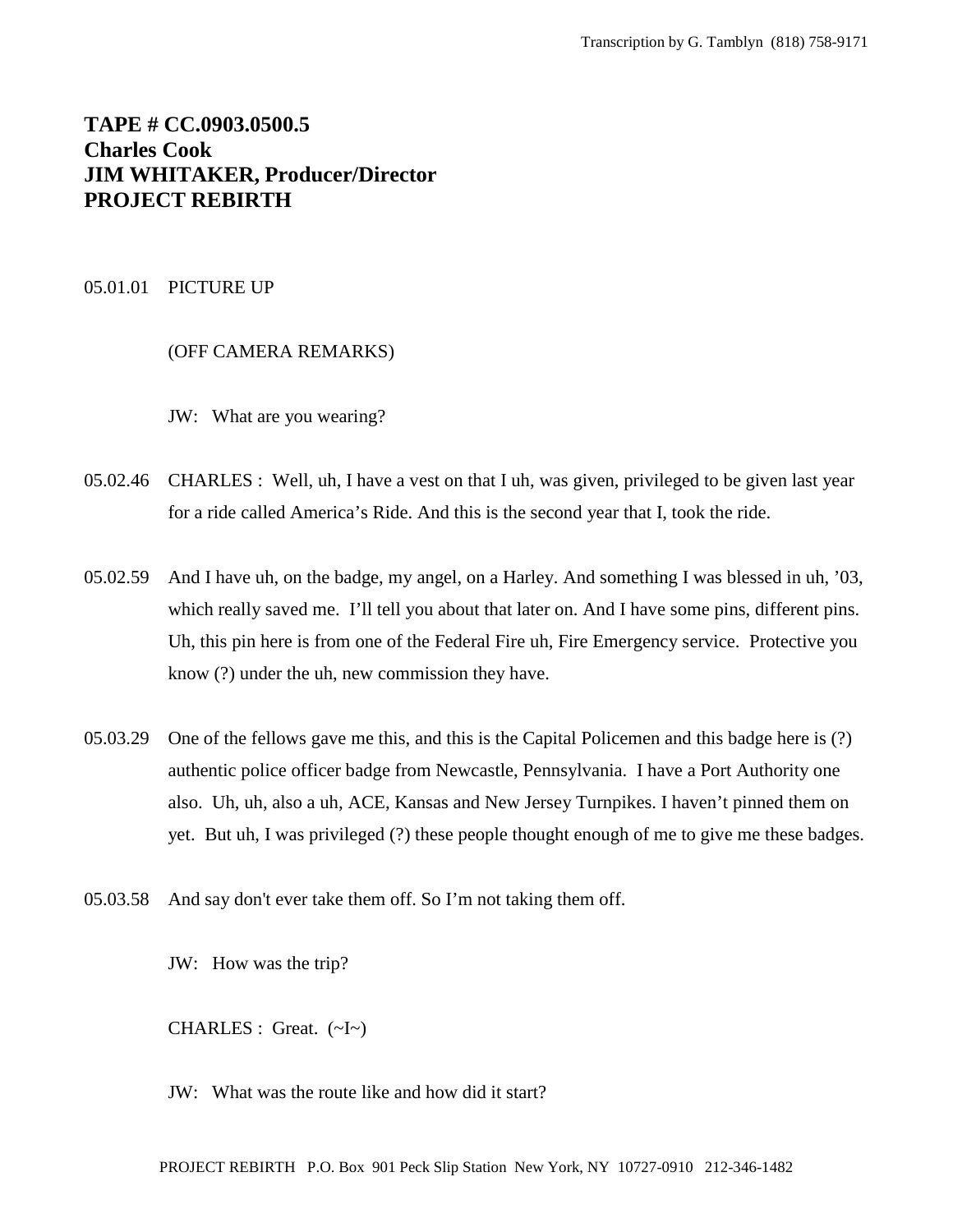**TAPE # CC.0903.0500.5**
**Charles Cook**
**JIM WHITAKER, Producer/Director**
**PROJECT REBIRTH**

05.01.01 PICTURE UP

(OFF CAMERA REMARKS)

JW: What are you wearing?

05.02.46 CHARLES : Well, uh, I have a vest on that I uh, was given, privileged to be given last year for a ride called America's Ride. And this is the second year that I, took the ride.

05.02.59 And I have uh, on the badge, my angel, on a Harley. And something I was blessed in uh, '03, which really saved me. I'll tell you about that later on. And I have some pins, different pins. Uh, this pin here is from one of the Federal Fire uh, Fire Emergency service. Protective you know (?) under the uh, new commission they have.

05.03.29 One of the fellows gave me this, and this is the Capital Policemen and this badge here is (?) authentic police officer badge from Newcastle, Pennsylvania. I have a Port Authority one also. Uh, uh, also a uh, ACE, Kansas and New Jersey Turnpikes. I haven't pinned them on yet. But uh, I was privileged (?) these people thought enough of me to give me these badges.

05.03.58 And say don't ever take them off. So I'm not taking them off.

JW: How was the trip?

CHARLES : Great. (~I~)

JW: What was the route like and how did it start?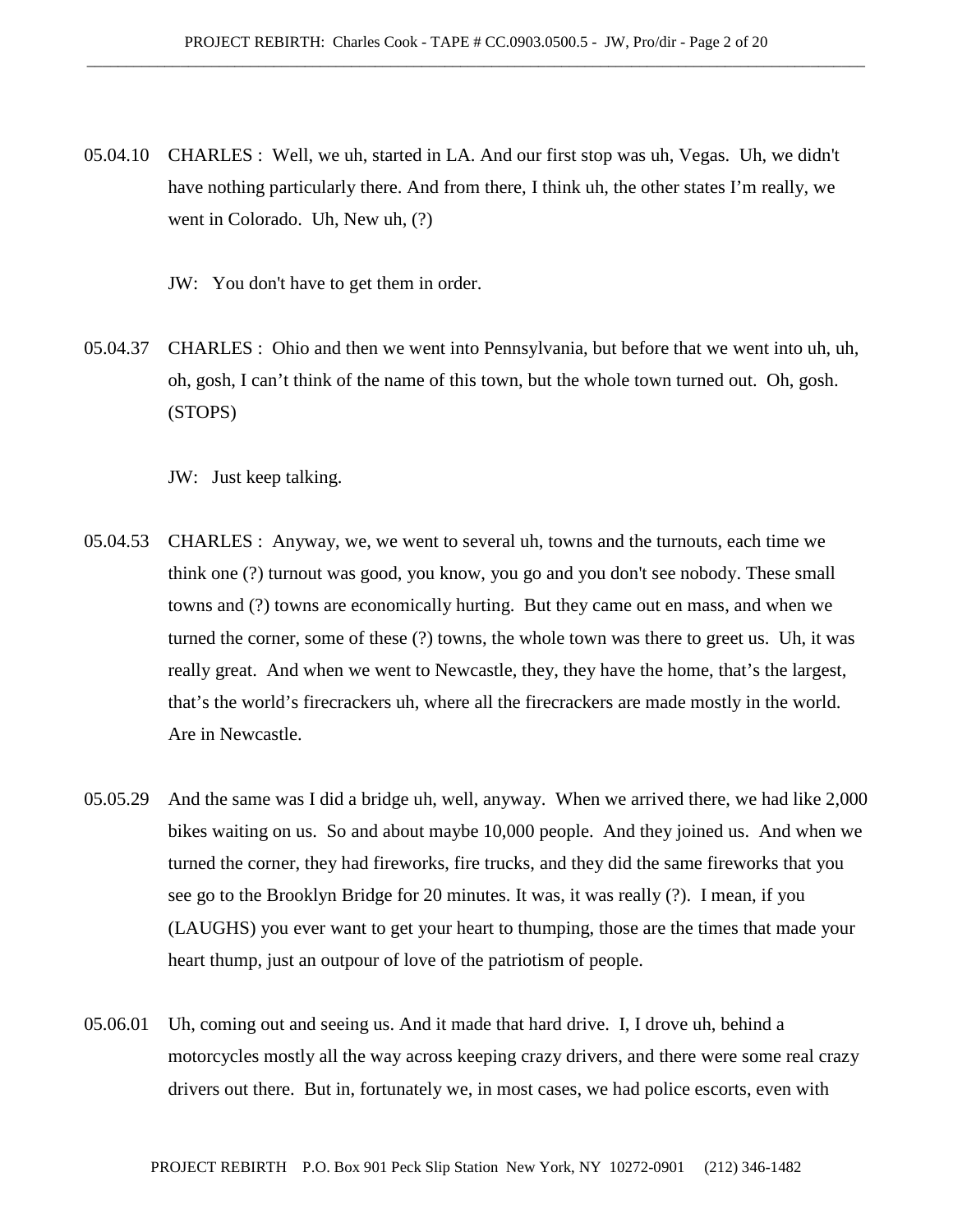05.04.10 CHARLES : Well, we uh, started in LA. And our first stop was uh, Vegas. Uh, we didn't have nothing particularly there. And from there, I think uh, the other states I'm really, we went in Colorado. Uh, New uh, (?)

JW: You don't have to get them in order.

05.04.37 CHARLES : Ohio and then we went into Pennsylvania, but before that we went into uh, uh, oh, gosh, I can't think of the name of this town, but the whole town turned out. Oh, gosh. (STOPS)

JW: Just keep talking.

05.04.53 CHARLES : Anyway, we, we went to several uh, towns and the turnouts, each time we think one (?) turnout was good, you know, you go and you don't see nobody. These small towns and (?) towns are economically hurting. But they came out en mass, and when we turned the corner, some of these (?) towns, the whole town was there to greet us. Uh, it was really great. And when we went to Newcastle, they, they have the home, that's the largest, that's the world's firecrackers uh, where all the firecrackers are made mostly in the world. Are in Newcastle.

05.05.29 And the same was I did a bridge uh, well, anyway. When we arrived there, we had like 2,000 bikes waiting on us. So and about maybe 10,000 people. And they joined us. And when we turned the corner, they had fireworks, fire trucks, and they did the same fireworks that you see go to the Brooklyn Bridge for 20 minutes. It was, it was really (?). I mean, if you (LAUGHS) you ever want to get your heart to thumping, those are the times that made your heart thump, just an outpour of love of the patriotism of people.

05.06.01 Uh, coming out and seeing us. And it made that hard drive. I, I drove uh, behind a motorcycles mostly all the way across keeping crazy drivers, and there were some real crazy drivers out there. But in, fortunately we, in most cases, we had police escorts, even with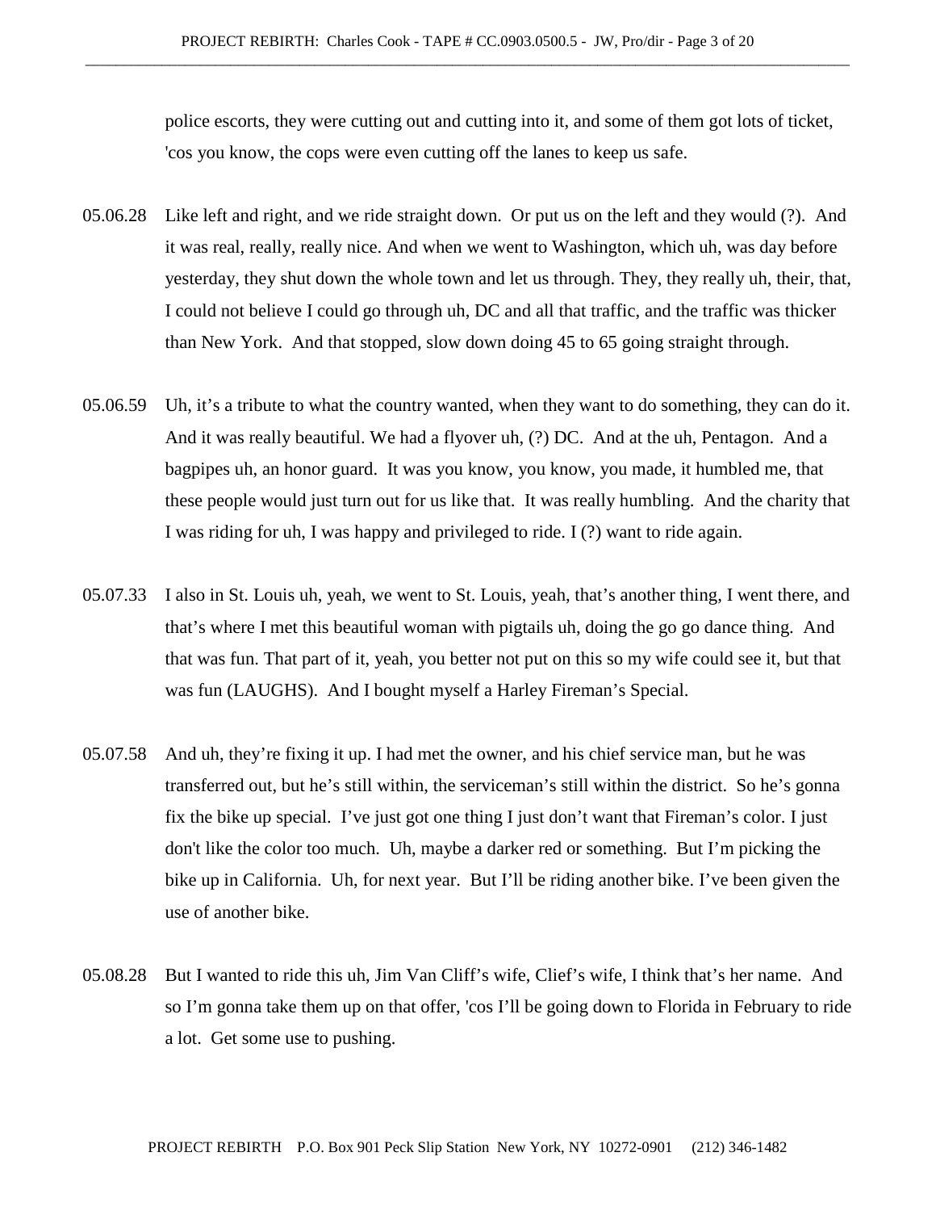police escorts, they were cutting out and cutting into it, and some of them got lots of ticket, 'cos you know, the cops were even cutting off the lanes to keep us safe.

05.06.28 Like left and right, and we ride straight down. Or put us on the left and they would (?). And it was real, really, really nice. And when we went to Washington, which uh, was day before yesterday, they shut down the whole town and let us through. They, they really uh, their, that, I could not believe I could go through uh, DC and all that traffic, and the traffic was thicker than New York. And that stopped, slow down doing 45 to 65 going straight through.

05.06.59 Uh, it's a tribute to what the country wanted, when they want to do something, they can do it. And it was really beautiful. We had a flyover uh, (?) DC. And at the uh, Pentagon. And a bagpipes uh, an honor guard. It was you know, you know, you made, it humbled me, that these people would just turn out for us like that. It was really humbling. And the charity that I was riding for uh, I was happy and privileged to ride. I (?) want to ride again.

05.07.33 I also in St. Louis uh, yeah, we went to St. Louis, yeah, that's another thing, I went there, and that's where I met this beautiful woman with pigtails uh, doing the go go dance thing. And that was fun. That part of it, yeah, you better not put on this so my wife could see it, but that was fun (LAUGHS). And I bought myself a Harley Fireman's Special.

05.07.58 And uh, they're fixing it up. I had met the owner, and his chief service man, but he was transferred out, but he's still within, the serviceman's still within the district. So he's gonna fix the bike up special. I've just got one thing I just don't want that Fireman's color. I just don't like the color too much. Uh, maybe a darker red or something. But I'm picking the bike up in California. Uh, for next year. But I'll be riding another bike. I've been given the use of another bike.

05.08.28 But I wanted to ride this uh, Jim Van Cliff's wife, Clief's wife, I think that's her name. And so I'm gonna take them up on that offer, 'cos I'll be going down to Florida in February to ride a lot. Get some use to pushing.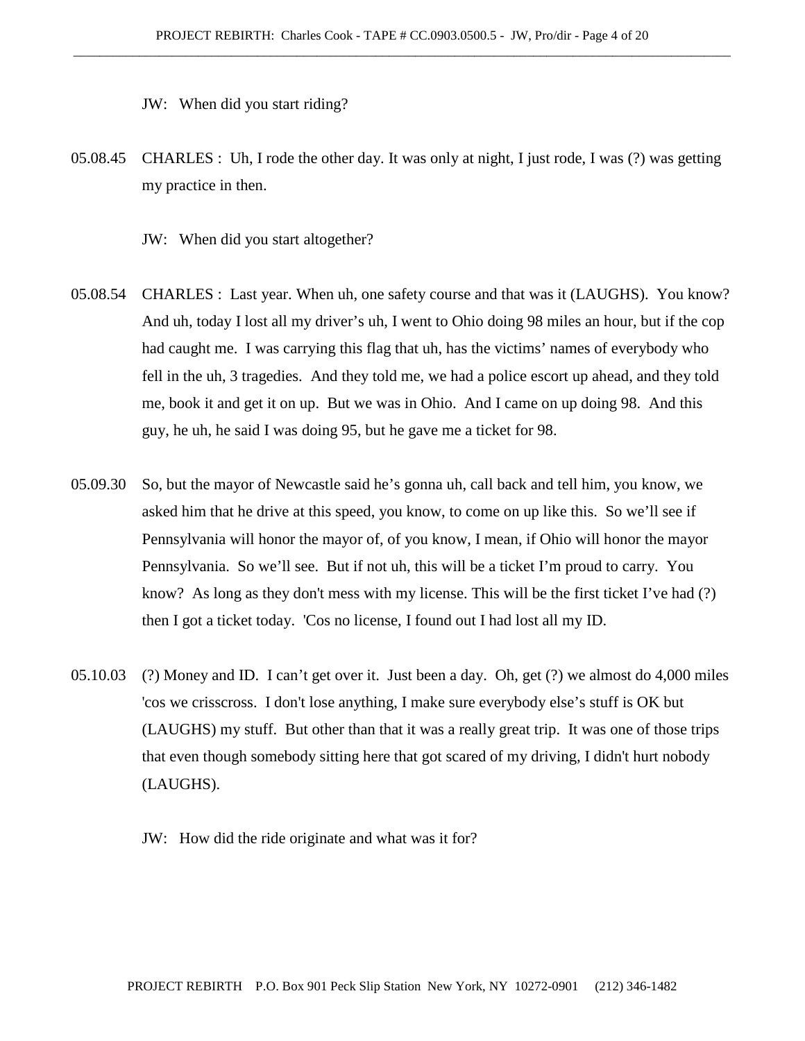JW: When did you start riding?

05.08.45 CHARLES : Uh, I rode the other day. It was only at night, I just rode, I was (?) was getting my practice in then.

JW: When did you start altogether?

05.08.54 CHARLES : Last year. When uh, one safety course and that was it (LAUGHS). You know? And uh, today I lost all my driver's uh, I went to Ohio doing 98 miles an hour, but if the cop had caught me. I was carrying this flag that uh, has the victims' names of everybody who fell in the uh, 3 tragedies. And they told me, we had a police escort up ahead, and they told me, book it and get it on up. But we was in Ohio. And I came on up doing 98. And this guy, he uh, he said I was doing 95, but he gave me a ticket for 98.

05.09.30 So, but the mayor of Newcastle said he's gonna uh, call back and tell him, you know, we asked him that he drive at this speed, you know, to come on up like this. So we'll see if Pennsylvania will honor the mayor of, of you know, I mean, if Ohio will honor the mayor Pennsylvania. So we'll see. But if not uh, this will be a ticket I'm proud to carry. You know? As long as they don't mess with my license. This will be the first ticket I've had (?) then I got a ticket today. 'Cos no license, I found out I had lost all my ID.

05.10.03 (?) Money and ID. I can't get over it. Just been a day. Oh, get (?) we almost do 4,000 miles 'cos we crisscross. I don't lose anything, I make sure everybody else's stuff is OK but (LAUGHS) my stuff. But other than that it was a really great trip. It was one of those trips that even though somebody sitting here that got scared of my driving, I didn't hurt nobody (LAUGHS).

JW: How did the ride originate and what was it for?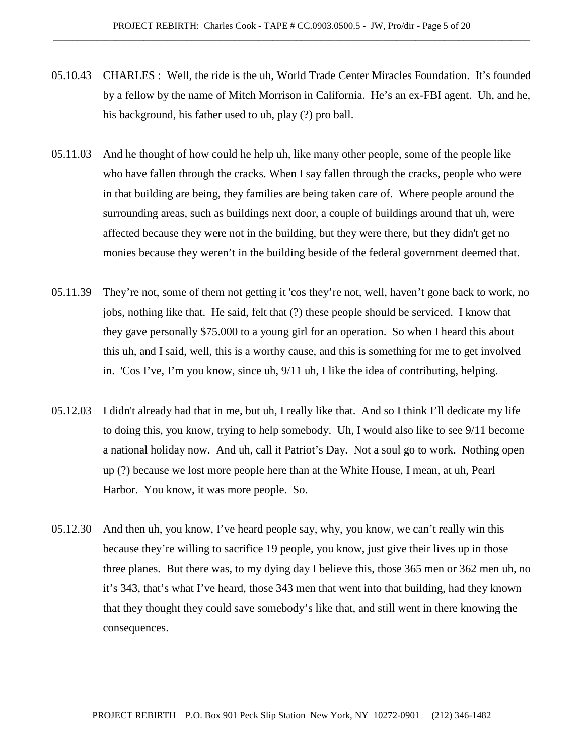05.10.43 CHARLES : Well, the ride is the uh, World Trade Center Miracles Foundation. It's founded by a fellow by the name of Mitch Morrison in California. He's an ex-FBI agent. Uh, and he, his background, his father used to uh, play (?) pro ball.

05.11.03 And he thought of how could he help uh, like many other people, some of the people like who have fallen through the cracks. When I say fallen through the cracks, people who were in that building are being, they families are being taken care of. Where people around the surrounding areas, such as buildings next door, a couple of buildings around that uh, were affected because they were not in the building, but they were there, but they didn't get no monies because they weren't in the building beside of the federal government deemed that.

05.11.39 They're not, some of them not getting it 'cos they're not, well, haven't gone back to work, no jobs, nothing like that. He said, felt that (?) these people should be serviced. I know that they gave personally $75.000 to a young girl for an operation. So when I heard this about this uh, and I said, well, this is a worthy cause, and this is something for me to get involved in. 'Cos I've, I'm you know, since uh, 9/11 uh, I like the idea of contributing, helping.

05.12.03 I didn't already had that in me, but uh, I really like that. And so I think I'll dedicate my life to doing this, you know, trying to help somebody. Uh, I would also like to see 9/11 become a national holiday now. And uh, call it Patriot's Day. Not a soul go to work. Nothing open up (?) because we lost more people here than at the White House, I mean, at uh, Pearl Harbor. You know, it was more people. So.

05.12.30 And then uh, you know, I've heard people say, why, you know, we can't really win this because they're willing to sacrifice 19 people, you know, just give their lives up in those three planes. But there was, to my dying day I believe this, those 365 men or 362 men uh, no it's 343, that's what I've heard, those 343 men that went into that building, had they known that they thought they could save somebody's like that, and still went in there knowing the consequences.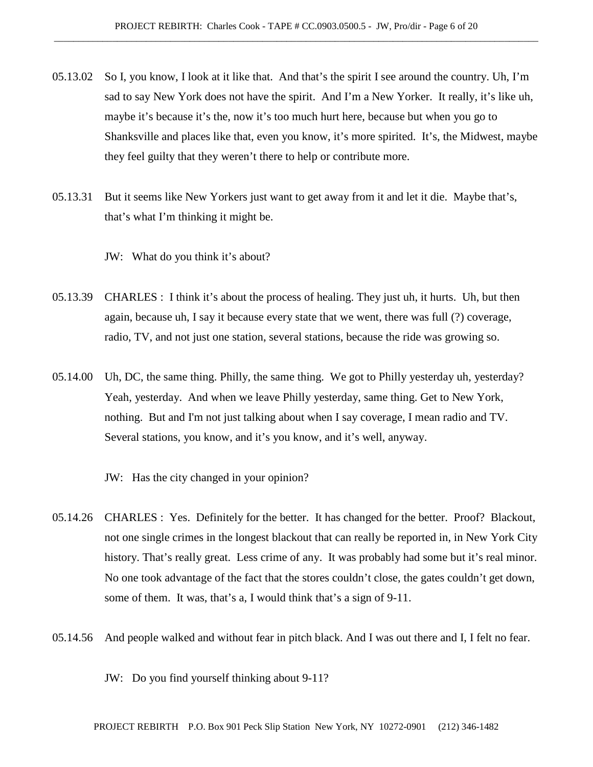05.13.02 So I, you know, I look at it like that. And that's the spirit I see around the country. Uh, I'm sad to say New York does not have the spirit. And I'm a New Yorker. It really, it's like uh, maybe it's because it's the, now it's too much hurt here, because but when you go to Shanksville and places like that, even you know, it's more spirited. It's, the Midwest, maybe they feel guilty that they weren't there to help or contribute more.

05.13.31 But it seems like New Yorkers just want to get away from it and let it die. Maybe that's, that's what I'm thinking it might be.

JW: What do you think it's about?

05.13.39 CHARLES : I think it's about the process of healing. They just uh, it hurts. Uh, but then again, because uh, I say it because every state that we went, there was full (?) coverage, radio, TV, and not just one station, several stations, because the ride was growing so.

05.14.00 Uh, DC, the same thing. Philly, the same thing. We got to Philly yesterday uh, yesterday? Yeah, yesterday. And when we leave Philly yesterday, same thing. Get to New York, nothing. But and I'm not just talking about when I say coverage, I mean radio and TV. Several stations, you know, and it's you know, and it's well, anyway.

JW: Has the city changed in your opinion?

05.14.26 CHARLES : Yes. Definitely for the better. It has changed for the better. Proof? Blackout, not one single crimes in the longest blackout that can really be reported in, in New York City history. That's really great. Less crime of any. It was probably had some but it's real minor. No one took advantage of the fact that the stores couldn't close, the gates couldn't get down, some of them. It was, that's a, I would think that's a sign of 9-11.

05.14.56 And people walked and without fear in pitch black. And I was out there and I, I felt no fear.

JW: Do you find yourself thinking about 9-11?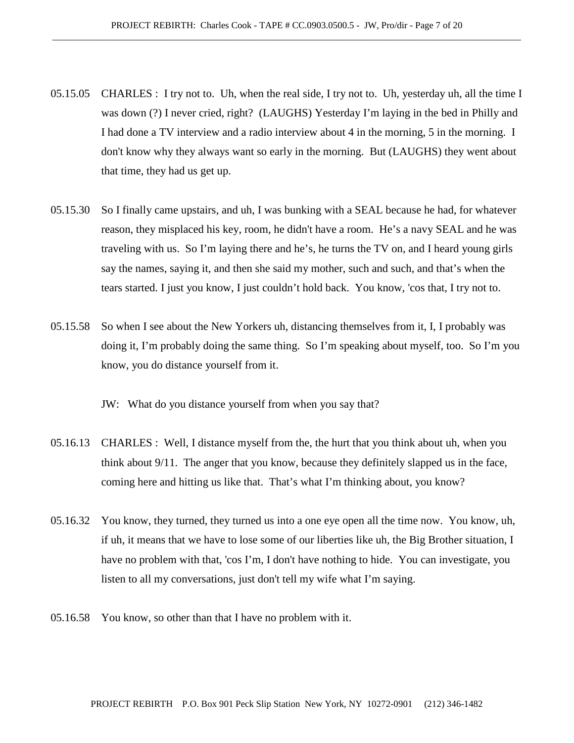05.15.05 CHARLES : I try not to. Uh, when the real side, I try not to. Uh, yesterday uh, all the time I was down (?) I never cried, right? (LAUGHS) Yesterday I'm laying in the bed in Philly and I had done a TV interview and a radio interview about 4 in the morning, 5 in the morning. I don't know why they always want so early in the morning. But (LAUGHS) they went about that time, they had us get up.

05.15.30 So I finally came upstairs, and uh, I was bunking with a SEAL because he had, for whatever reason, they misplaced his key, room, he didn't have a room. He's a navy SEAL and he was traveling with us. So I'm laying there and he's, he turns the TV on, and I heard young girls say the names, saying it, and then she said my mother, such and such, and that's when the tears started. I just you know, I just couldn't hold back. You know, 'cos that, I try not to.

05.15.58 So when I see about the New Yorkers uh, distancing themselves from it, I, I probably was doing it, I'm probably doing the same thing. So I'm speaking about myself, too. So I'm you know, you do distance yourself from it.

JW: What do you distance yourself from when you say that?

05.16.13 CHARLES : Well, I distance myself from the, the hurt that you think about uh, when you think about 9/11. The anger that you know, because they definitely slapped us in the face, coming here and hitting us like that. That's what I'm thinking about, you know?

05.16.32 You know, they turned, they turned us into a one eye open all the time now. You know, uh, if uh, it means that we have to lose some of our liberties like uh, the Big Brother situation, I have no problem with that, 'cos I'm, I don't have nothing to hide. You can investigate, you listen to all my conversations, just don't tell my wife what I'm saying.

05.16.58 You know, so other than that I have no problem with it.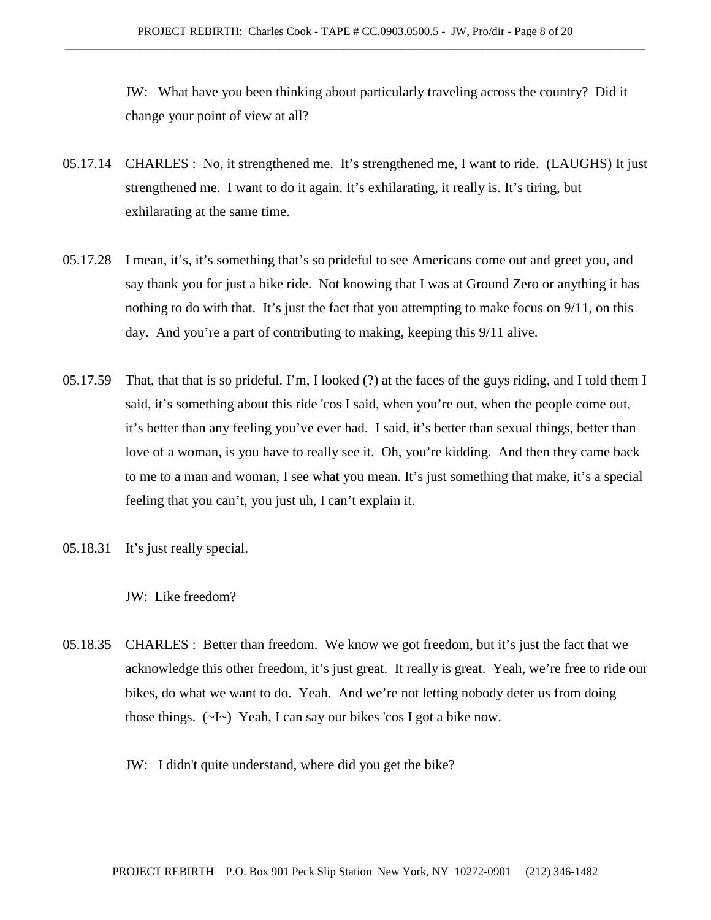JW: What have you been thinking about particularly traveling across the country? Did it change your point of view at all?

05.17.14 CHARLES : No, it strengthened me. It's strengthened me, I want to ride. (LAUGHS) It just strengthened me. I want to do it again. It's exhilarating, it really is. It's tiring, but exhilarating at the same time.

05.17.28 I mean, it's, it's something that's so prideful to see Americans come out and greet you, and say thank you for just a bike ride. Not knowing that I was at Ground Zero or anything it has nothing to do with that. It's just the fact that you attempting to make focus on 9/11, on this day. And you're a part of contributing to making, keeping this 9/11 alive.

05.17.59 That, that that is so prideful. I'm, I looked (?) at the faces of the guys riding, and I told them I said, it's something about this ride 'cos I said, when you're out, when the people come out, it's better than any feeling you've ever had. I said, it's better than sexual things, better than love of a woman, is you have to really see it. Oh, you're kidding. And then they came back to me to a man and woman, I see what you mean. It's just something that make, it's a special feeling that you can't, you just uh, I can't explain it.

05.18.31 It's just really special.

JW: Like freedom?

05.18.35 CHARLES : Better than freedom. We know we got freedom, but it's just the fact that we acknowledge this other freedom, it's just great. It really is great. Yeah, we're free to ride our bikes, do what we want to do. Yeah. And we're not letting nobody deter us from doing those things. (~I~) Yeah, I can say our bikes 'cos I got a bike now.

JW: I didn't quite understand, where did you get the bike?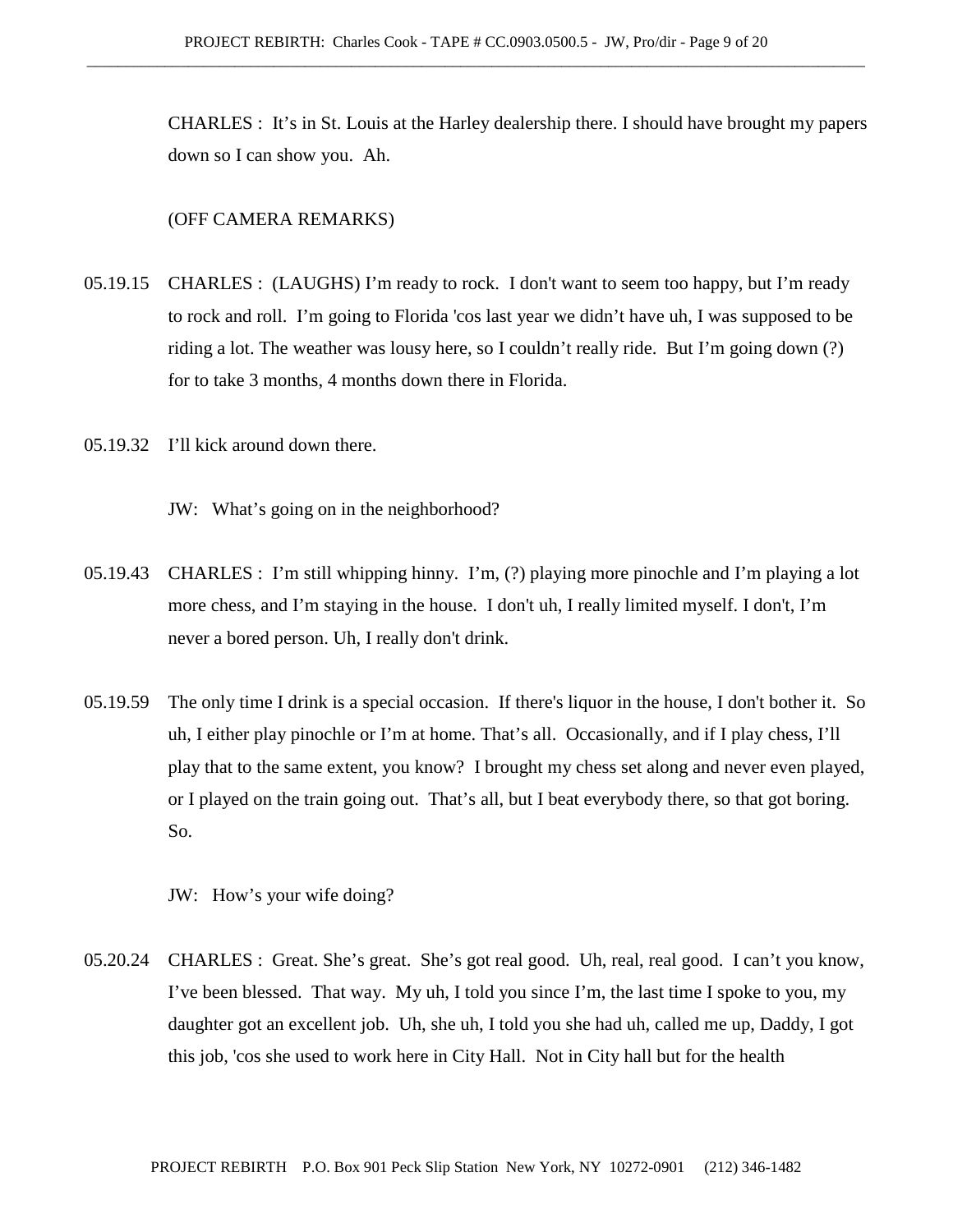CHARLES : It's in St. Louis at the Harley dealership there. I should have brought my papers down so I can show you. Ah.

(OFF CAMERA REMARKS)

05.19.15 CHARLES : (LAUGHS) I'm ready to rock. I don't want to seem too happy, but I'm ready to rock and roll. I'm going to Florida 'cos last year we didn't have uh, I was supposed to be riding a lot. The weather was lousy here, so I couldn't really ride. But I'm going down (?) for to take 3 months, 4 months down there in Florida.

05.19.32 I'll kick around down there.

JW: What's going on in the neighborhood?

05.19.43 CHARLES : I'm still whipping hinny. I'm, (?) playing more pinochle and I'm playing a lot more chess, and I'm staying in the house. I don't uh, I really limited myself. I don't, I'm never a bored person. Uh, I really don't drink.

05.19.59 The only time I drink is a special occasion. If there's liquor in the house, I don't bother it. So uh, I either play pinochle or I'm at home. That's all. Occasionally, and if I play chess, I'll play that to the same extent, you know? I brought my chess set along and never even played, or I played on the train going out. That's all, but I beat everybody there, so that got boring. So.

JW: How's your wife doing?

05.20.24 CHARLES : Great. She's great. She's got real good. Uh, real, real good. I can't you know, I've been blessed. That way. My uh, I told you since I'm, the last time I spoke to you, my daughter got an excellent job. Uh, she uh, I told you she had uh, called me up, Daddy, I got this job, 'cos she used to work here in City Hall. Not in City hall but for the health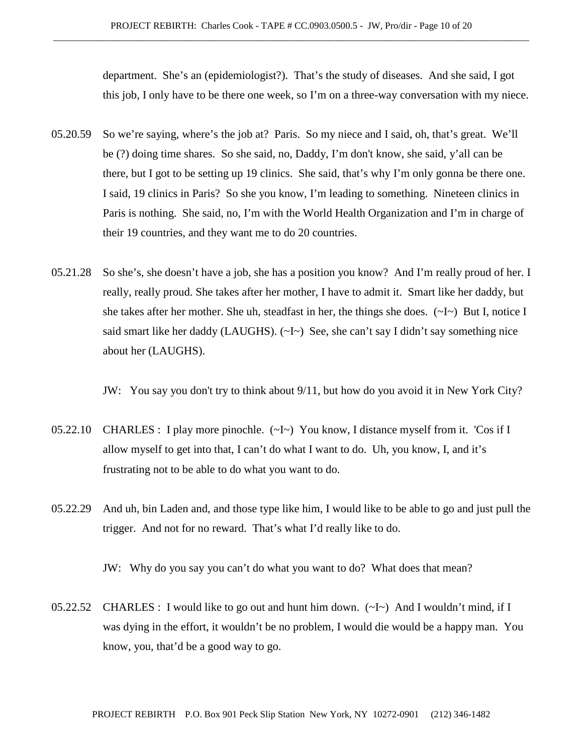department. She's an (epidemiologist?). That's the study of diseases. And she said, I got this job, I only have to be there one week, so I'm on a three-way conversation with my niece.

05.20.59 So we're saying, where's the job at? Paris. So my niece and I said, oh, that's great. We'll be (?) doing time shares. So she said, no, Daddy, I'm don't know, she said, y'all can be there, but I got to be setting up 19 clinics. She said, that's why I'm only gonna be there one. I said, 19 clinics in Paris? So she you know, I'm leading to something. Nineteen clinics in Paris is nothing. She said, no, I'm with the World Health Organization and I'm in charge of their 19 countries, and they want me to do 20 countries.

05.21.28 So she's, she doesn't have a job, she has a position you know? And I'm really proud of her. I really, really proud. She takes after her mother, I have to admit it. Smart like her daddy, but she takes after her mother. She uh, steadfast in her, the things she does. (~I~) But I, notice I said smart like her daddy (LAUGHS). (~I~) See, she can't say I didn't say something nice about her (LAUGHS).

JW: You say you don't try to think about 9/11, but how do you avoid it in New York City?

05.22.10 CHARLES : I play more pinochle. (~I~) You know, I distance myself from it. 'Cos if I allow myself to get into that, I can't do what I want to do. Uh, you know, I, and it's frustrating not to be able to do what you want to do.

05.22.29 And uh, bin Laden and, and those type like him, I would like to be able to go and just pull the trigger. And not for no reward. That's what I'd really like to do.

JW: Why do you say you can't do what you want to do? What does that mean?

05.22.52 CHARLES : I would like to go out and hunt him down. (~I~) And I wouldn't mind, if I was dying in the effort, it wouldn't be no problem, I would die would be a happy man. You know, you, that'd be a good way to go.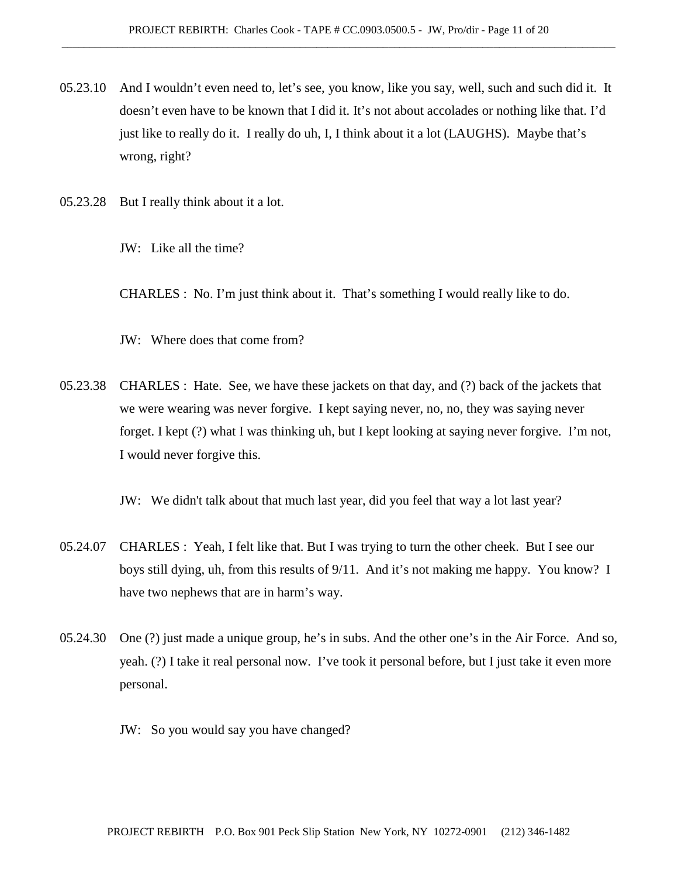05.23.10 And I wouldn't even need to, let's see, you know, like you say, well, such and such did it. It doesn't even have to be known that I did it. It's not about accolades or nothing like that. I'd just like to really do it. I really do uh, I, I think about it a lot (LAUGHS). Maybe that's wrong, right?

05.23.28 But I really think about it a lot.

JW: Like all the time?

CHARLES : No. I'm just think about it. That's something I would really like to do.

JW: Where does that come from?

05.23.38 CHARLES : Hate. See, we have these jackets on that day, and (?) back of the jackets that we were wearing was never forgive. I kept saying never, no, no, they was saying never forget. I kept (?) what I was thinking uh, but I kept looking at saying never forgive. I'm not, I would never forgive this.

JW: We didn't talk about that much last year, did you feel that way a lot last year?

05.24.07 CHARLES : Yeah, I felt like that. But I was trying to turn the other cheek. But I see our boys still dying, uh, from this results of 9/11. And it's not making me happy. You know? I have two nephews that are in harm's way.

05.24.30 One (?) just made a unique group, he's in subs. And the other one's in the Air Force. And so, yeah. (?) I take it real personal now. I've took it personal before, but I just take it even more personal.

JW: So you would say you have changed?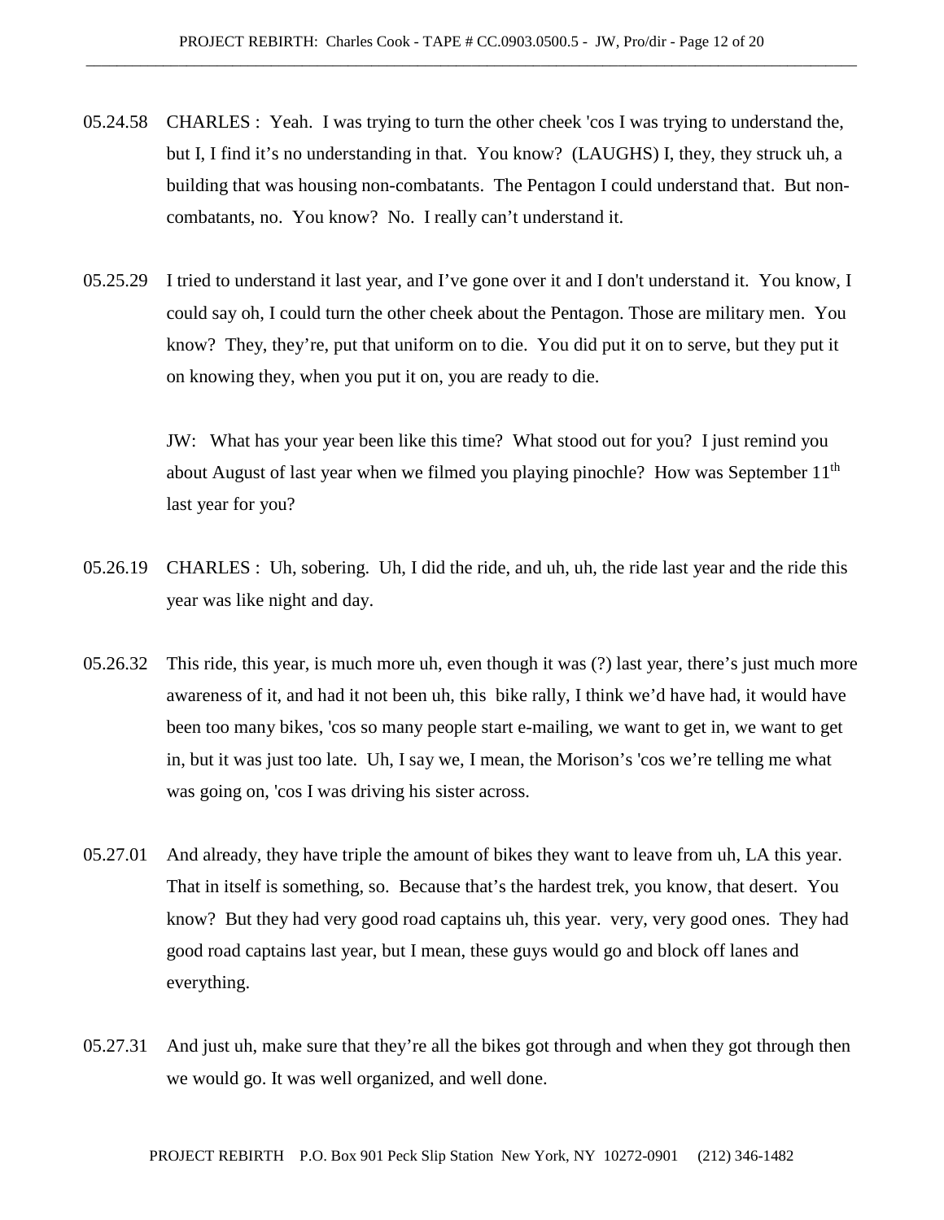05.24.58 CHARLES : Yeah. I was trying to turn the other cheek 'cos I was trying to understand the, but I, I find it's no understanding in that. You know? (LAUGHS) I, they, they struck uh, a building that was housing non-combatants. The Pentagon I could understand that. But non-combatants, no. You know? No. I really can't understand it.

05.25.29 I tried to understand it last year, and I've gone over it and I don't understand it. You know, I could say oh, I could turn the other cheek about the Pentagon. Those are military men. You know? They, they're, put that uniform on to die. You did put it on to serve, but they put it on knowing they, when you put it on, you are ready to die.

JW: What has your year been like this time? What stood out for you? I just remind you about August of last year when we filmed you playing pinochle? How was September 11th last year for you?

05.26.19 CHARLES : Uh, sobering. Uh, I did the ride, and uh, uh, the ride last year and the ride this year was like night and day.

05.26.32 This ride, this year, is much more uh, even though it was (?) last year, there's just much more awareness of it, and had it not been uh, this bike rally, I think we'd have had, it would have been too many bikes, 'cos so many people start e-mailing, we want to get in, we want to get in, but it was just too late. Uh, I say we, I mean, the Morison's 'cos we're telling me what was going on, 'cos I was driving his sister across.

05.27.01 And already, they have triple the amount of bikes they want to leave from uh, LA this year. That in itself is something, so. Because that's the hardest trek, you know, that desert. You know? But they had very good road captains uh, this year. very, very good ones. They had good road captains last year, but I mean, these guys would go and block off lanes and everything.

05.27.31 And just uh, make sure that they're all the bikes got through and when they got through then we would go. It was well organized, and well done.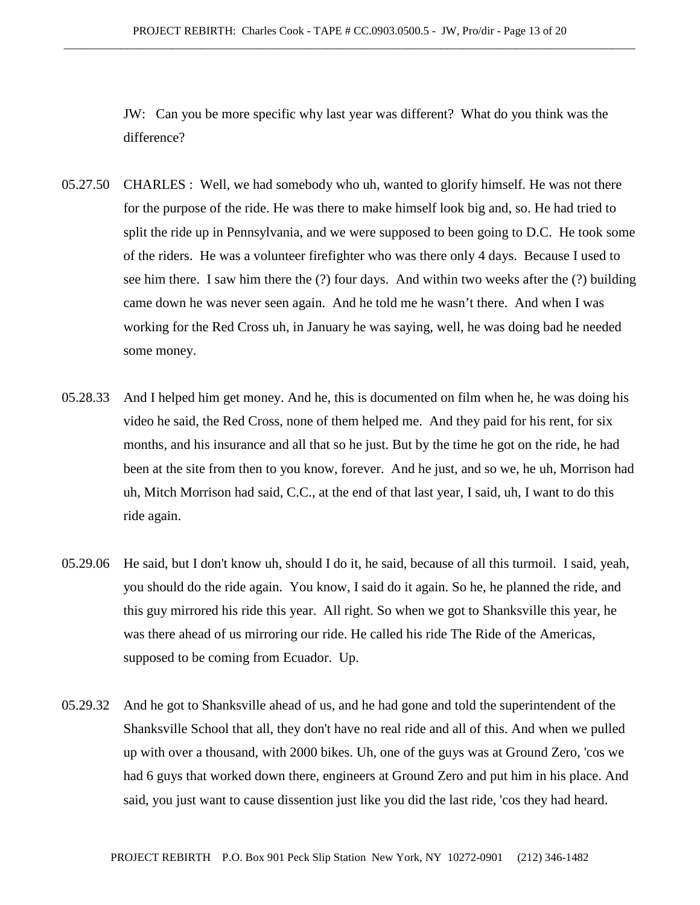JW: Can you be more specific why last year was different? What do you think was the difference?

05.27.50 CHARLES : Well, we had somebody who uh, wanted to glorify himself. He was not there for the purpose of the ride. He was there to make himself look big and, so. He had tried to split the ride up in Pennsylvania, and we were supposed to been going to D.C. He took some of the riders. He was a volunteer firefighter who was there only 4 days. Because I used to see him there. I saw him there the (?) four days. And within two weeks after the (?) building came down he was never seen again. And he told me he wasn't there. And when I was working for the Red Cross uh, in January he was saying, well, he was doing bad he needed some money.

05.28.33 And I helped him get money. And he, this is documented on film when he, he was doing his video he said, the Red Cross, none of them helped me. And they paid for his rent, for six months, and his insurance and all that so he just. But by the time he got on the ride, he had been at the site from then to you know, forever. And he just, and so we, he uh, Morrison had uh, Mitch Morrison had said, C.C., at the end of that last year, I said, uh, I want to do this ride again.

05.29.06 He said, but I don't know uh, should I do it, he said, because of all this turmoil. I said, yeah, you should do the ride again. You know, I said do it again. So he, he planned the ride, and this guy mirrored his ride this year. All right. So when we got to Shanksville this year, he was there ahead of us mirroring our ride. He called his ride The Ride of the Americas, supposed to be coming from Ecuador. Up.

05.29.32 And he got to Shanksville ahead of us, and he had gone and told the superintendent of the Shanksville School that all, they don't have no real ride and all of this. And when we pulled up with over a thousand, with 2000 bikes. Uh, one of the guys was at Ground Zero, 'cos we had 6 guys that worked down there, engineers at Ground Zero and put him in his place. And said, you just want to cause dissention just like you did the last ride, 'cos they had heard.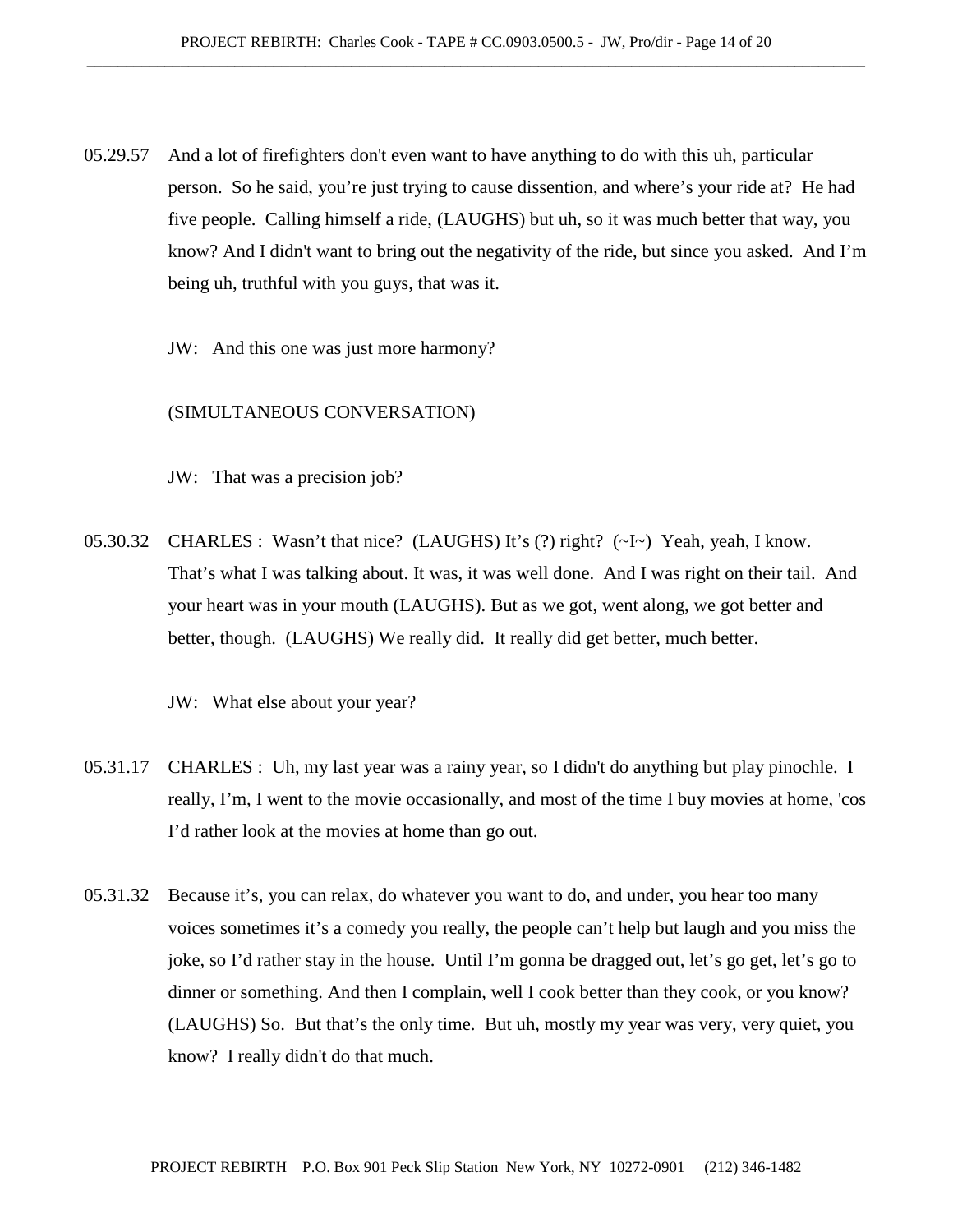05.29.57 And a lot of firefighters don't even want to have anything to do with this uh, particular person. So he said, you're just trying to cause dissention, and where's your ride at? He had five people. Calling himself a ride, (LAUGHS) but uh, so it was much better that way, you know? And I didn't want to bring out the negativity of the ride, but since you asked. And I'm being uh, truthful with you guys, that was it.

JW: And this one was just more harmony?

(SIMULTANEOUS CONVERSATION)

JW: That was a precision job?

05.30.32 CHARLES : Wasn't that nice? (LAUGHS) It's (?) right? (~I~) Yeah, yeah, I know. That's what I was talking about. It was, it was well done. And I was right on their tail. And your heart was in your mouth (LAUGHS). But as we got, went along, we got better and better, though. (LAUGHS) We really did. It really did get better, much better.

JW: What else about your year?

05.31.17 CHARLES : Uh, my last year was a rainy year, so I didn't do anything but play pinochle. I really, I'm, I went to the movie occasionally, and most of the time I buy movies at home, 'cos I'd rather look at the movies at home than go out.

05.31.32 Because it's, you can relax, do whatever you want to do, and under, you hear too many voices sometimes it's a comedy you really, the people can't help but laugh and you miss the joke, so I'd rather stay in the house. Until I'm gonna be dragged out, let's go get, let's go to dinner or something. And then I complain, well I cook better than they cook, or you know? (LAUGHS) So. But that's the only time. But uh, mostly my year was very, very quiet, you know? I really didn't do that much.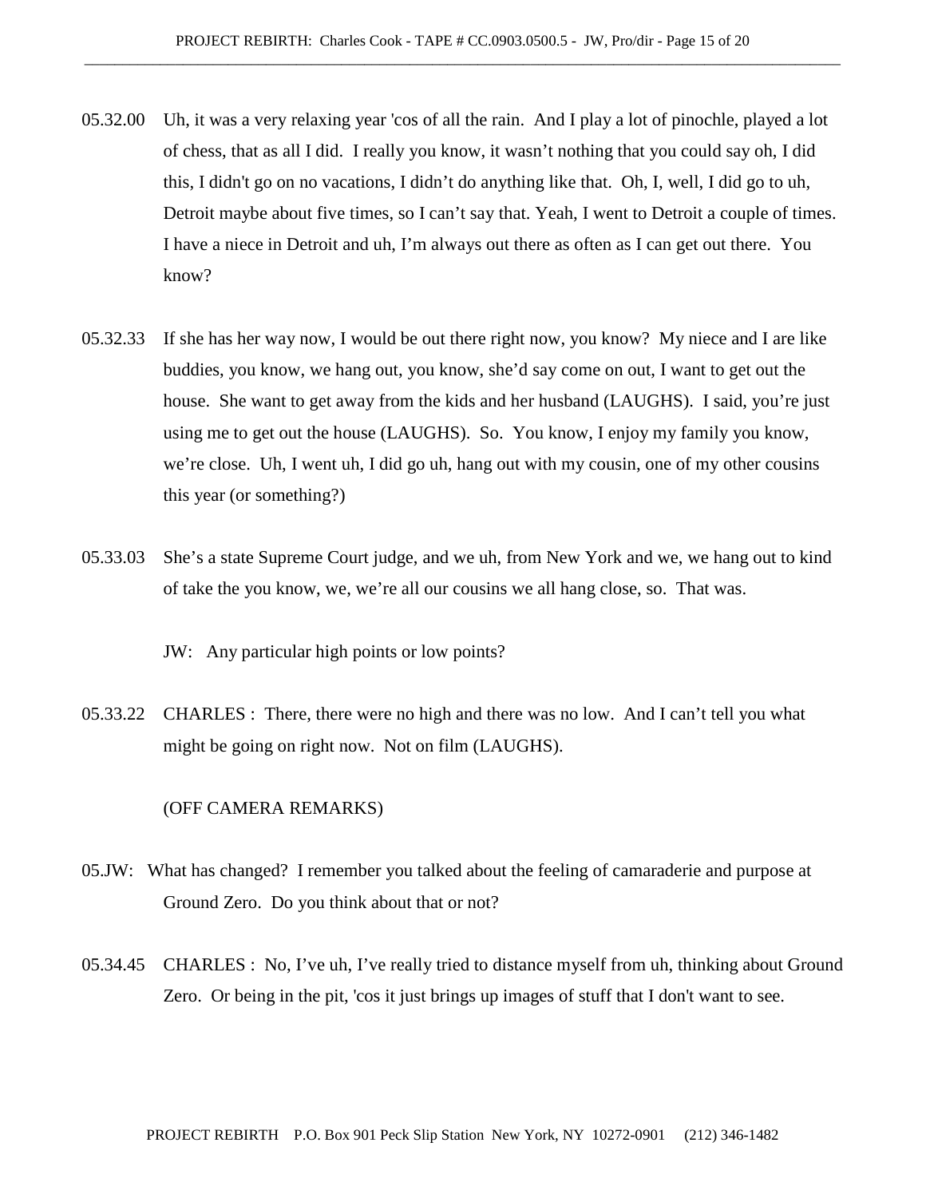05.32.00 Uh, it was a very relaxing year 'cos of all the rain. And I play a lot of pinochle, played a lot of chess, that as all I did. I really you know, it wasn't nothing that you could say oh, I did this, I didn't go on no vacations, I didn't do anything like that. Oh, I, well, I did go to uh, Detroit maybe about five times, so I can't say that. Yeah, I went to Detroit a couple of times. I have a niece in Detroit and uh, I'm always out there as often as I can get out there. You know?

05.32.33 If she has her way now, I would be out there right now, you know? My niece and I are like buddies, you know, we hang out, you know, she'd say come on out, I want to get out the house. She want to get away from the kids and her husband (LAUGHS). I said, you're just using me to get out the house (LAUGHS). So. You know, I enjoy my family you know, we're close. Uh, I went uh, I did go uh, hang out with my cousin, one of my other cousins this year (or something?)

05.33.03 She's a state Supreme Court judge, and we uh, from New York and we, we hang out to kind of take the you know, we, we're all our cousins we all hang close, so. That was.

JW: Any particular high points or low points?

05.33.22 CHARLES : There, there were no high and there was no low. And I can't tell you what might be going on right now. Not on film (LAUGHS).

(OFF CAMERA REMARKS)

05.JW: What has changed? I remember you talked about the feeling of camaraderie and purpose at Ground Zero. Do you think about that or not?

05.34.45 CHARLES : No, I've uh, I've really tried to distance myself from uh, thinking about Ground Zero. Or being in the pit, 'cos it just brings up images of stuff that I don't want to see.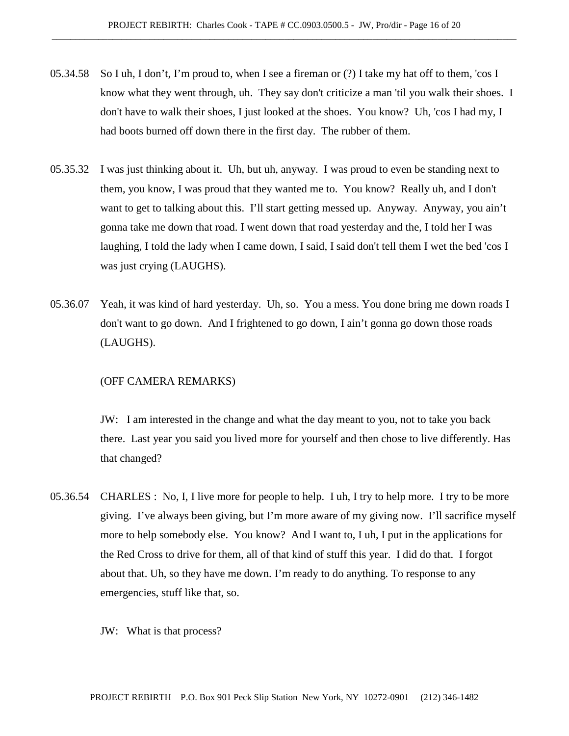05.34.58 So I uh, I don't, I'm proud to, when I see a fireman or (?) I take my hat off to them, 'cos I know what they went through, uh. They say don't criticize a man 'til you walk their shoes. I don't have to walk their shoes, I just looked at the shoes. You know? Uh, 'cos I had my, I had boots burned off down there in the first day. The rubber of them.

05.35.32 I was just thinking about it. Uh, but uh, anyway. I was proud to even be standing next to them, you know, I was proud that they wanted me to. You know? Really uh, and I don't want to get to talking about this. I'll start getting messed up. Anyway. Anyway, you ain't gonna take me down that road. I went down that road yesterday and the, I told her I was laughing, I told the lady when I came down, I said, I said don't tell them I wet the bed 'cos I was just crying (LAUGHS).

05.36.07 Yeah, it was kind of hard yesterday. Uh, so. You a mess. You done bring me down roads I don't want to go down. And I frightened to go down, I ain't gonna go down those roads (LAUGHS).

(OFF CAMERA REMARKS)

JW: I am interested in the change and what the day meant to you, not to take you back there. Last year you said you lived more for yourself and then chose to live differently. Has that changed?

05.36.54 CHARLES : No, I, I live more for people to help. I uh, I try to help more. I try to be more giving. I've always been giving, but I'm more aware of my giving now. I'll sacrifice myself more to help somebody else. You know? And I want to, I uh, I put in the applications for the Red Cross to drive for them, all of that kind of stuff this year. I did do that. I forgot about that. Uh, so they have me down. I'm ready to do anything. To response to any emergencies, stuff like that, so.

JW: What is that process?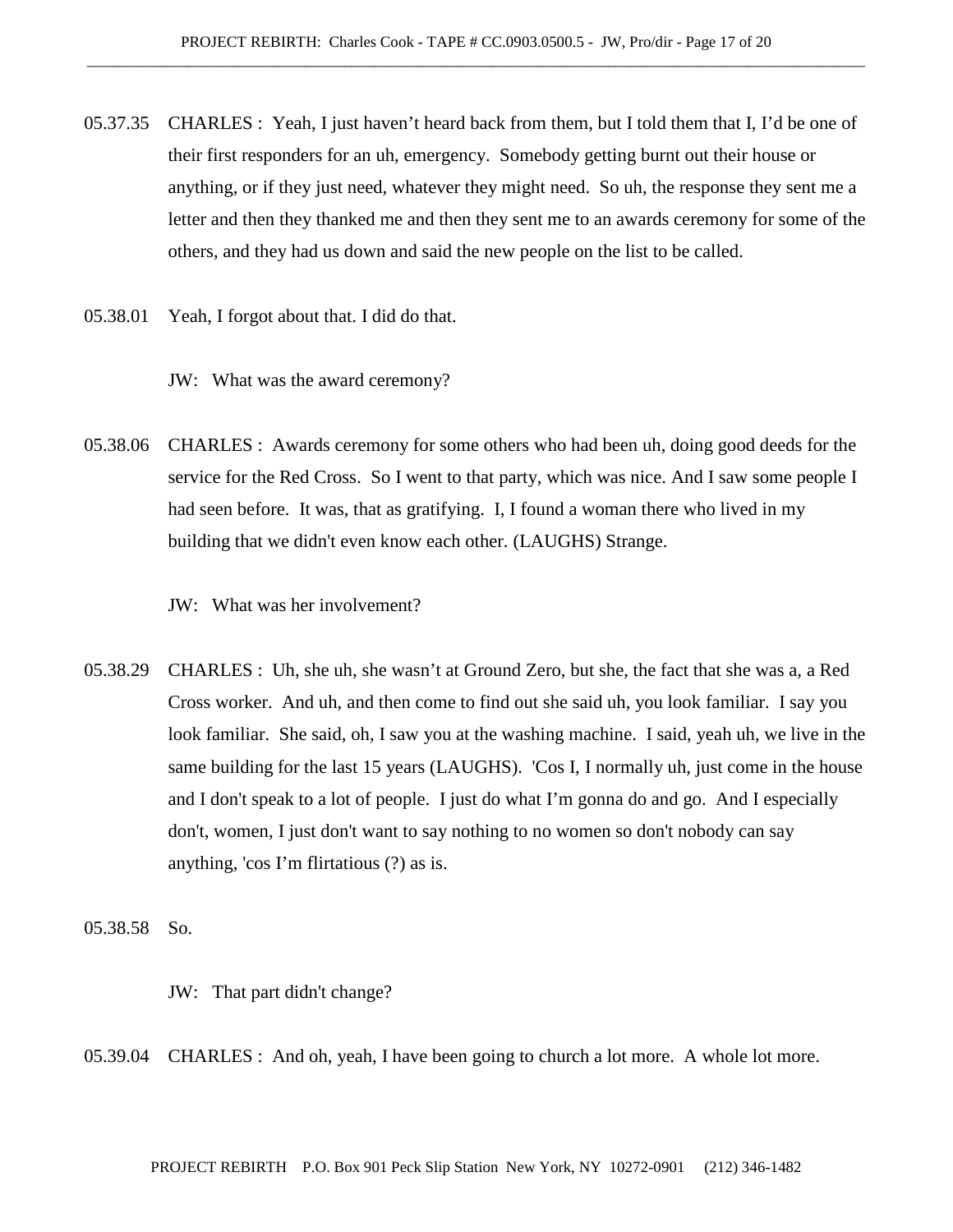05.37.35 CHARLES : Yeah, I just haven't heard back from them, but I told them that I, I'd be one of their first responders for an uh, emergency. Somebody getting burnt out their house or anything, or if they just need, whatever they might need. So uh, the response they sent me a letter and then they thanked me and then they sent me to an awards ceremony for some of the others, and they had us down and said the new people on the list to be called.

05.38.01 Yeah, I forgot about that. I did do that.

JW: What was the award ceremony?

05.38.06 CHARLES : Awards ceremony for some others who had been uh, doing good deeds for the service for the Red Cross. So I went to that party, which was nice. And I saw some people I had seen before. It was, that as gratifying. I, I found a woman there who lived in my building that we didn't even know each other. (LAUGHS) Strange.

JW: What was her involvement?

05.38.29 CHARLES : Uh, she uh, she wasn't at Ground Zero, but she, the fact that she was a, a Red Cross worker. And uh, and then come to find out she said uh, you look familiar. I say you look familiar. She said, oh, I saw you at the washing machine. I said, yeah uh, we live in the same building for the last 15 years (LAUGHS). 'Cos I, I normally uh, just come in the house and I don't speak to a lot of people. I just do what I'm gonna do and go. And I especially don't, women, I just don't want to say nothing to no women so don't nobody can say anything, 'cos I'm flirtatious (?) as is.

05.38.58 So.

JW: That part didn't change?

05.39.04 CHARLES : And oh, yeah, I have been going to church a lot more. A whole lot more.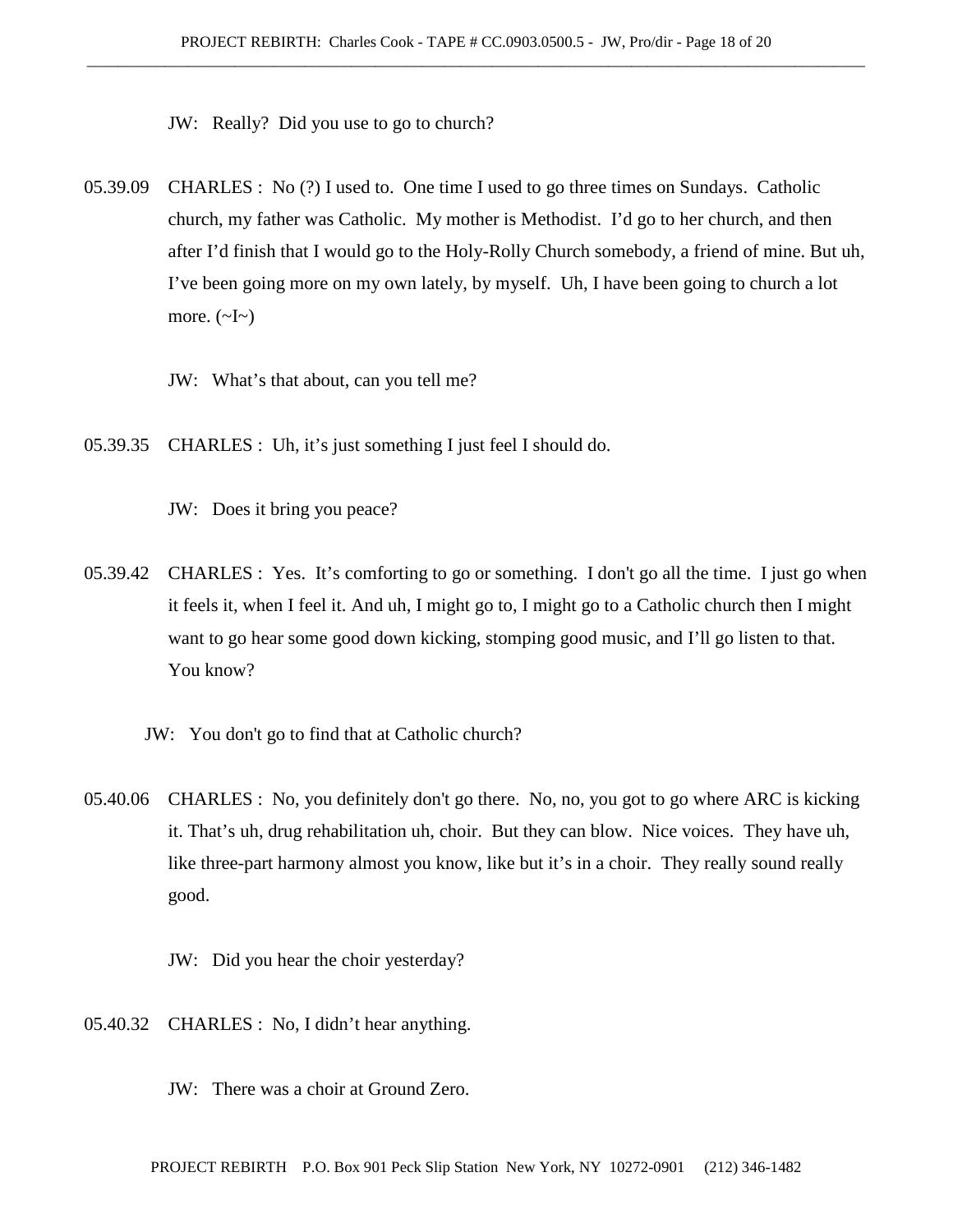JW: Really? Did you use to go to church?

05.39.09 CHARLES : No (?) I used to. One time I used to go three times on Sundays. Catholic church, my father was Catholic. My mother is Methodist. I'd go to her church, and then after I'd finish that I would go to the Holy-Rolly Church somebody, a friend of mine. But uh, I've been going more on my own lately, by myself. Uh, I have been going to church a lot more. (~I~)

JW: What's that about, can you tell me?

05.39.35 CHARLES : Uh, it's just something I just feel I should do.

JW: Does it bring you peace?

05.39.42 CHARLES : Yes. It's comforting to go or something. I don't go all the time. I just go when it feels it, when I feel it. And uh, I might go to, I might go to a Catholic church then I might want to go hear some good down kicking, stomping good music, and I'll go listen to that. You know?

JW: You don't go to find that at Catholic church?

05.40.06 CHARLES : No, you definitely don't go there. No, no, you got to go where ARC is kicking it. That's uh, drug rehabilitation uh, choir. But they can blow. Nice voices. They have uh, like three-part harmony almost you know, like but it's in a choir. They really sound really good.

JW: Did you hear the choir yesterday?

05.40.32 CHARLES : No, I didn't hear anything.

JW: There was a choir at Ground Zero.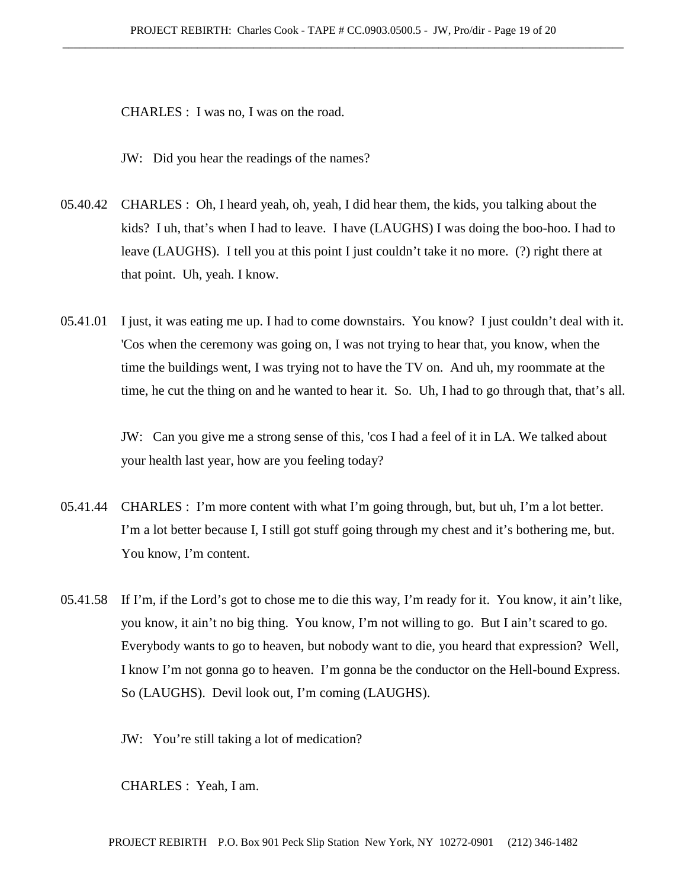CHARLES : I was no, I was on the road.

JW: Did you hear the readings of the names?

05.40.42 CHARLES : Oh, I heard yeah, oh, yeah, I did hear them, the kids, you talking about the kids? I uh, that's when I had to leave. I have (LAUGHS) I was doing the boo-hoo. I had to leave (LAUGHS). I tell you at this point I just couldn't take it no more. (?) right there at that point. Uh, yeah. I know.

05.41.01 I just, it was eating me up. I had to come downstairs. You know? I just couldn't deal with it. 'Cos when the ceremony was going on, I was not trying to hear that, you know, when the time the buildings went, I was trying not to have the TV on. And uh, my roommate at the time, he cut the thing on and he wanted to hear it. So. Uh, I had to go through that, that's all.

JW: Can you give me a strong sense of this, 'cos I had a feel of it in LA. We talked about your health last year, how are you feeling today?

05.41.44 CHARLES : I'm more content with what I'm going through, but, but uh, I'm a lot better. I'm a lot better because I, I still got stuff going through my chest and it's bothering me, but. You know, I'm content.

05.41.58 If I'm, if the Lord's got to chose me to die this way, I'm ready for it. You know, it ain't like, you know, it ain't no big thing. You know, I'm not willing to go. But I ain't scared to go. Everybody wants to go to heaven, but nobody want to die, you heard that expression? Well, I know I'm not gonna go to heaven. I'm gonna be the conductor on the Hell-bound Express. So (LAUGHS). Devil look out, I'm coming (LAUGHS).

JW: You're still taking a lot of medication?

CHARLES : Yeah, I am.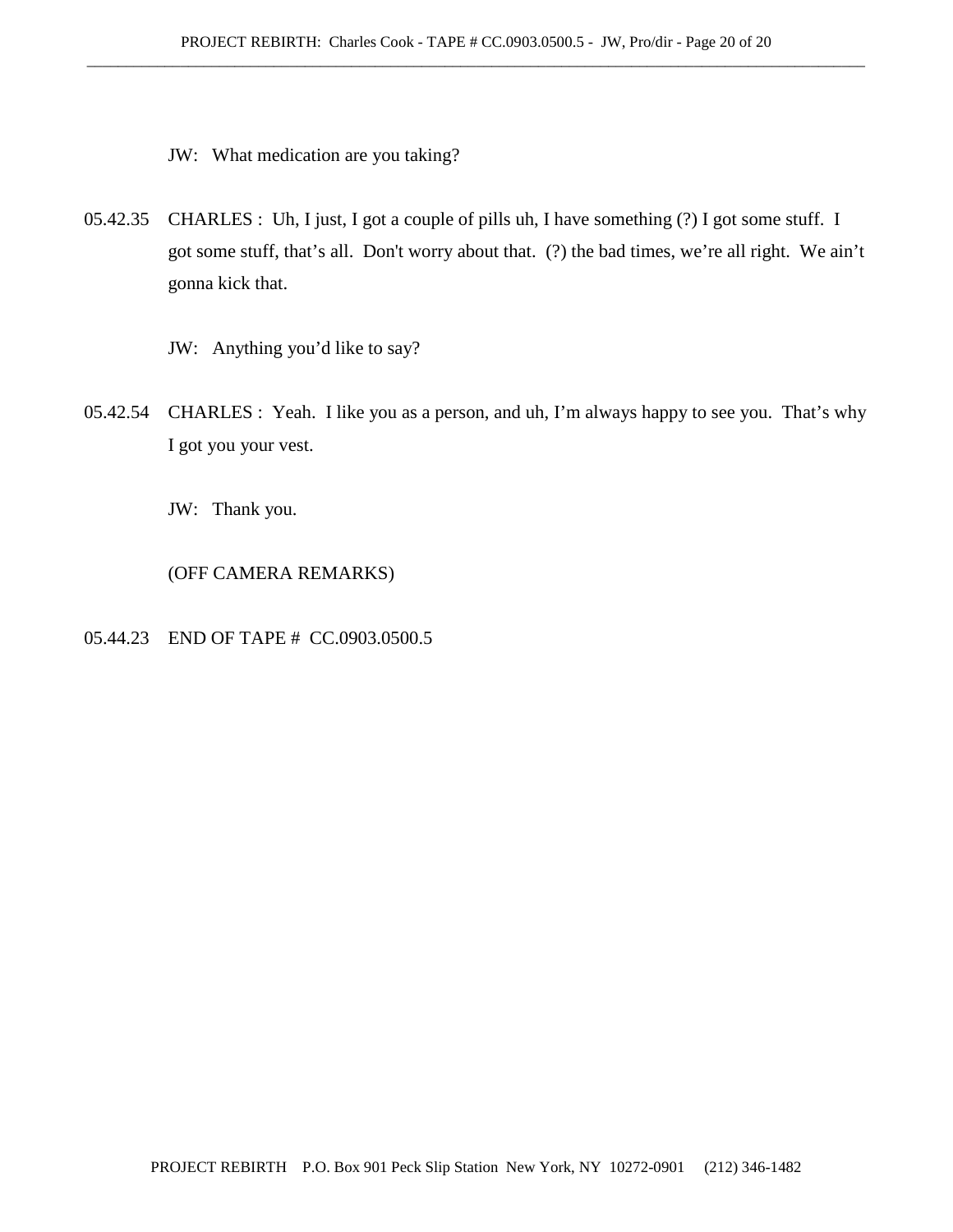JW: What medication are you taking?

05.42.35 CHARLES : Uh, I just, I got a couple of pills uh, I have something (?) I got some stuff. I got some stuff, that's all. Don't worry about that. (?) the bad times, we're all right. We ain't gonna kick that.

JW: Anything you'd like to say?

05.42.54 CHARLES : Yeah. I like you as a person, and uh, I'm always happy to see you. That's why I got you your vest.

JW: Thank you.

(OFF CAMERA REMARKS)

05.44.23 END OF TAPE # CC.0903.0500.5